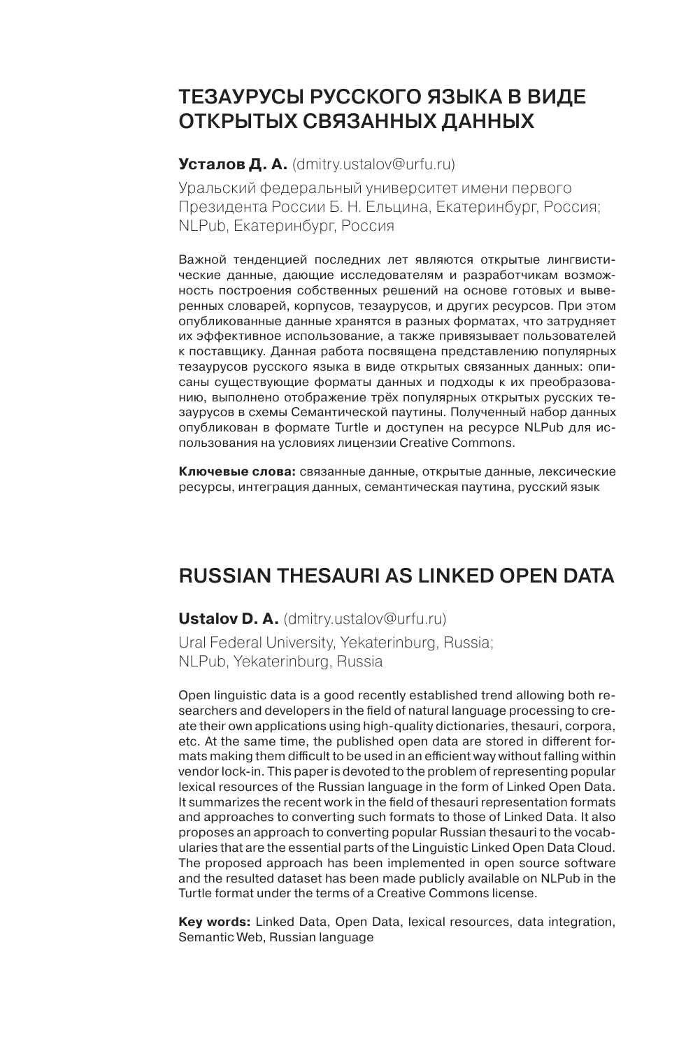# ТЕЗАУРУСЫ РУССКОГО ЯЗЫКА В ВИДЕ ОТКРЫТЫХ СВЯЗАННЫХ ДАННЫХ

**Усталов Д. А.** (dmitry.ustalov@urfu.ru)

Уральский федеральный университет имени первого Президента России Б. Н. Ельцина, Екатеринбург, Россия; NLPub, Екатеринбург, Россия

Важной тенденцией последних лет являются открытые лингвистические данные, дающие исследователям и разработчикам возможность построения собственных решений на основе готовых и выверенных словарей, корпусов, тезаурусов, и других ресурсов. При этом опубликованные данные хранятся в разных форматах, что затрудняет их эффективное использование, а также привязывает пользователей к поставщику. Данная работа посвящена представлению популярных тезаурусов русского языка в виде открытых связанных данных: описаны существующие форматы данных и подходы к их преобразованию, выполнено отображение трёх популярных открытых русских тезаурусов в схемы Семантической паутины. Полученный набор данных опубликован в формате Turtle и доступен на ресурсе NLPub для использования на условиях лицензии Creative Commons.

**Ключевые слова:** связанные данные, открытые данные, лексические ресурсы, интеграция данных, семантическая паутина, русский язык

# RUSSIAN THESAURI AS LINKED OPEN DATA

**Ustalov D. A.** (dmitry.ustalov@urfu.ru)

Ural Federal University, Yekaterinburg, Russia; NLPub, Yekaterinburg, Russia

Open linguistic data is a good recently established trend allowing both researchers and developers in the field of natural language processing to create their own applications using high-quality dictionaries, thesauri, corpora, etc. At the same time, the published open data are stored in different formats making them difficult to be used in an efficient way without falling within vendor lock-in. This paper is devoted to the problem of representing popular lexical resources of the Russian language in the form of Linked Open Data. It summarizes the recent work in the field of thesauri representation formats and approaches to converting such formats to those of Linked Data. It also proposes an approach to converting popular Russian thesauri to the vocabularies that are the essential parts of the Linguistic Linked Open Data Cloud. The proposed approach has been implemented in open source software and the resulted dataset has been made publicly available on NLPub in the Turtle format under the terms of a Creative Commons license.

**Key words:** Linked Data, Open Data, lexical resources, data integration, Semantic Web, Russian language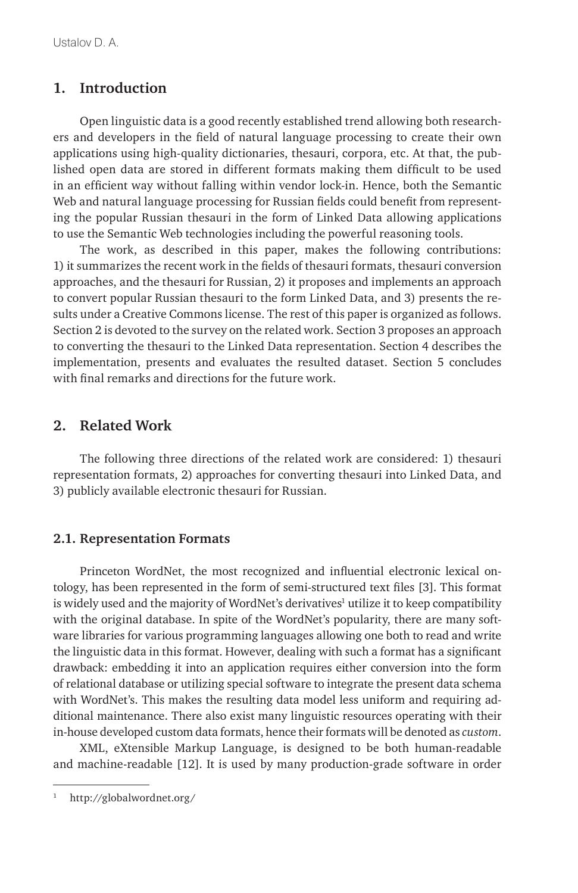## 1. Introduction

Open linguistic data is a good recently established trend allowing both researchers and developers in the field of natural language processing to create their own applications using high-quality dictionaries, thesauri, corpora, etc. At that, the published open data are stored in different formats making them difficult to be used in an efficient way without falling within vendor lock-in. Hence, both the Semantic Web and natural language processing for Russian fields could benefit from representing the popular Russian thesauri in the form of Linked Data allowing applications to use the Semantic Web technologies including the powerful reasoning tools.

The work, as described in this paper, makes the following contributions: 1) it summarizes the recent work in the fields of thesauri formats, thesauri conversion approaches, and the thesauri for Russian, 2) it proposes and implements an approach to convert popular Russian thesauri to the form Linked Data, and 3) presents the results under a Creative Commons license. The rest of this paper is organized as follows. Section 2 is devoted to the survey on the related work. Section 3 proposes an approach to converting the thesauri to the Linked Data representation. Section 4 describes the implementation, presents and evaluates the resulted dataset. Section 5 concludes with final remarks and directions for the future work.

## 2. Related Work

The following three directions of the related work are considered: 1) thesauri representation formats, 2) approaches for converting thesauri into Linked Data, and 3) publicly available electronic thesauri for Russian.

### 2.1. Representation Formats

Princeton WordNet, the most recognized and influential electronic lexical ontology, has been represented in the form of semi-structured text files [3]. This format is widely used and the majority of WordNet's derivatives[1] utilize it to keep compatibility with the original database. In spite of the WordNet's popularity, there are many software libraries for various programming languages allowing one both to read and write the linguistic data in this format. However, dealing with such a format has a significant drawback: embedding it into an application requires either conversion into the form of relational database or utilizing special software to integrate the present data schema with WordNet's. This makes the resulting data model less uniform and requiring additional maintenance. There also exist many linguistic resources operating with their in-house developed custom data formats, hence their formats will be denoted as *custom*.

XML, eXtensible Markup Language, is designed to be both human-readable and machine-readable [12]. It is used by many production-grade software in order

[1] http://globalwordnet.org/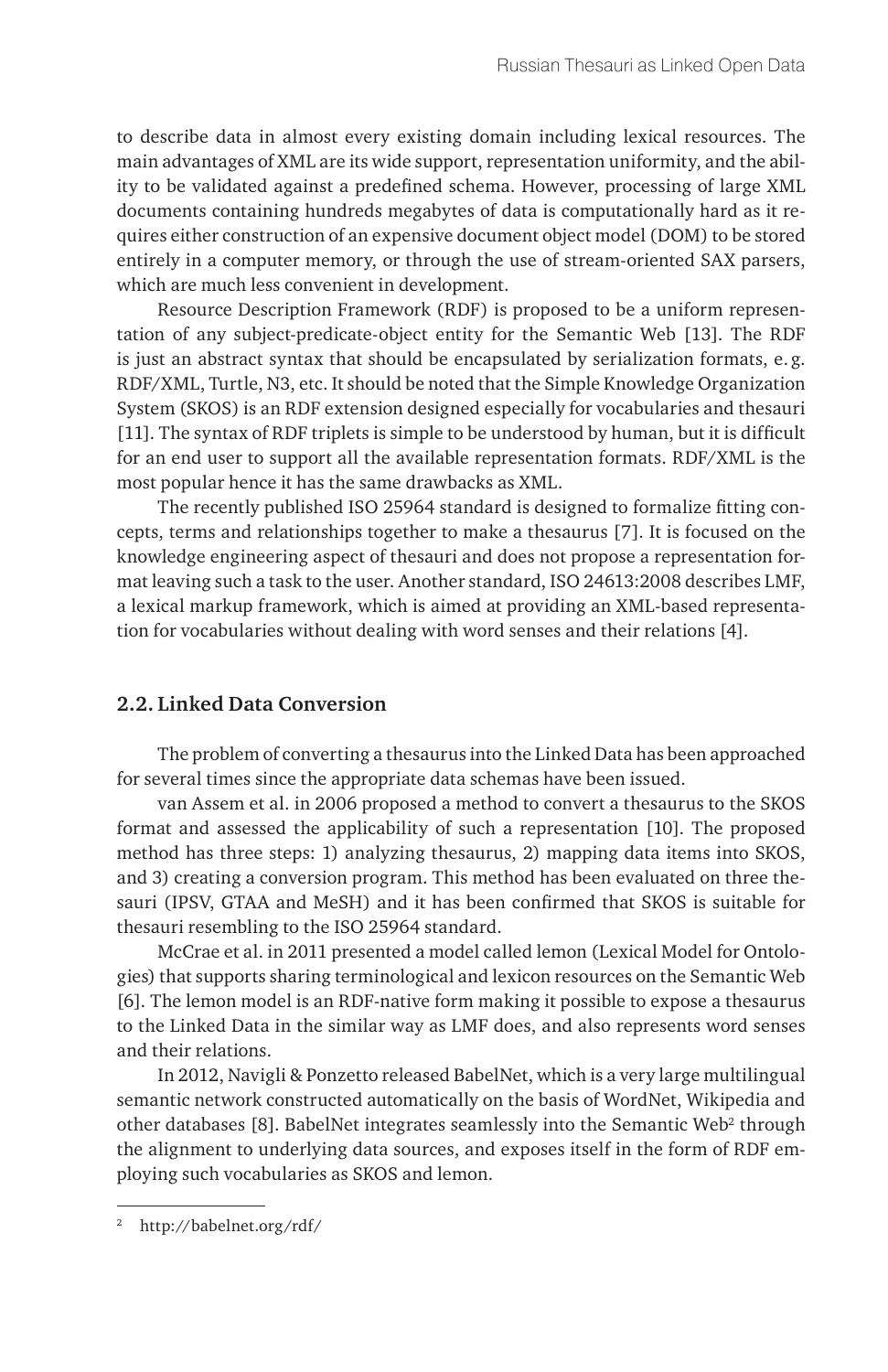to describe data in almost every existing domain including lexical resources. The main advantages of XML are its wide support, representation uniformity, and the ability to be validated against a predefined schema. However, processing of large XML documents containing hundreds megabytes of data is computationally hard as it requires either construction of an expensive document object model (DOM) to be stored entirely in a computer memory, or through the use of stream-oriented SAX parsers, which are much less convenient in development.

Resource Description Framework (RDF) is proposed to be a uniform representation of any subject-predicate-object entity for the Semantic Web [13]. The RDF is just an abstract syntax that should be encapsulated by serialization formats, e. g. RDF/XML, Turtle, N3, etc. It should be noted that the Simple Knowledge Organization System (SKOS) is an RDF extension designed especially for vocabularies and thesauri [11]. The syntax of RDF triplets is simple to be understood by human, but it is difficult for an end user to support all the available representation formats. RDF/XML is the most popular hence it has the same drawbacks as XML.

The recently published ISO 25964 standard is designed to formalize fitting concepts, terms and relationships together to make a thesaurus [7]. It is focused on the knowledge engineering aspect of thesauri and does not propose a representation format leaving such a task to the user. Another standard, ISO 24613:2008 describes LMF, a lexical markup framework, which is aimed at providing an XML-based representation for vocabularies without dealing with word senses and their relations [4].

## 2.2. Linked Data Conversion

The problem of converting a thesaurus into the Linked Data has been approached for several times since the appropriate data schemas have been issued.

van Assem et al. in 2006 proposed a method to convert a thesaurus to the SKOS format and assessed the applicability of such a representation [10]. The proposed method has three steps: 1) analyzing thesaurus, 2) mapping data items into SKOS, and 3) creating a conversion program. This method has been evaluated on three thesauri (IPSV, GTAA and MeSH) and it has been confirmed that SKOS is suitable for thesauri resembling to the ISO 25964 standard.

McCrae et al. in 2011 presented a model called lemon (Lexical Model for Ontologies) that supports sharing terminological and lexicon resources on the Semantic Web [6]. The lemon model is an RDF-native form making it possible to expose a thesaurus to the Linked Data in the similar way as LMF does, and also represents word senses and their relations.

In 2012, Navigli & Ponzetto released BabelNet, which is a very large multilingual semantic network constructed automatically on the basis of WordNet, Wikipedia and other databases [8]. BabelNet integrates seamlessly into the Semantic Web[2] through the alignment to underlying data sources, and exposes itself in the form of RDF employing such vocabularies as SKOS and lemon.

[2] http://babelnet.org/rdf/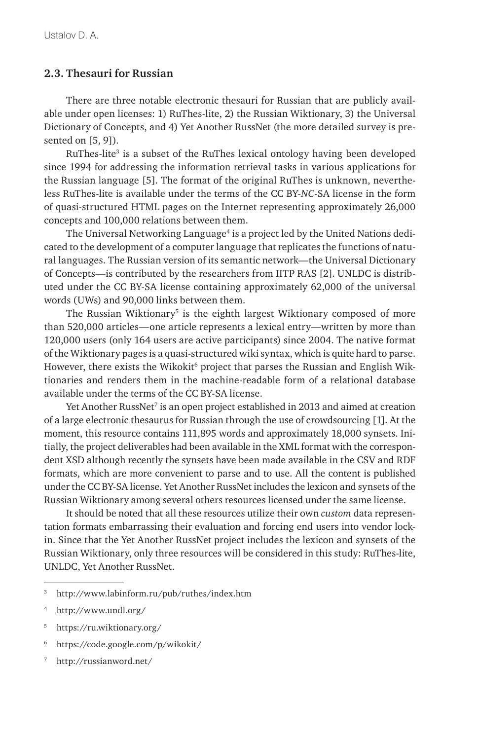## 2.3. Thesauri for Russian

There are three notable electronic thesauri for Russian that are publicly available under open licenses: 1) RuThes-lite, 2) the Russian Wiktionary, 3) the Universal Dictionary of Concepts, and 4) Yet Another RussNet (the more detailed survey is presented on [5, 9]).

RuThes-lite[3] is a subset of the RuThes lexical ontology having been developed since 1994 for addressing the information retrieval tasks in various applications for the Russian language [5]. The format of the original RuThes is unknown, nevertheless RuThes-lite is available under the terms of the CC BY-*NC*-SA license in the form of quasi-structured HTML pages on the Internet representing approximately 26,000 concepts and 100,000 relations between them.

The Universal Networking Language[4] is a project led by the United Nations dedicated to the development of a computer language that replicates the functions of natural languages. The Russian version of its semantic network—the Universal Dictionary of Concepts—is contributed by the researchers from IITP RAS [2]. UNLDC is distributed under the CC BY-SA license containing approximately 62,000 of the universal words (UWs) and 90,000 links between them.

The Russian Wiktionary[5] is the eighth largest Wiktionary composed of more than 520,000 articles—one article represents a lexical entry—written by more than 120,000 users (only 164 users are active participants) since 2004. The native format of the Wiktionary pages is a quasi-structured wiki syntax, which is quite hard to parse. However, there exists the Wikokit[6] project that parses the Russian and English Wiktionaries and renders them in the machine-readable form of a relational database available under the terms of the CC BY-SA license.

Yet Another RussNet[7] is an open project established in 2013 and aimed at creation of a large electronic thesaurus for Russian through the use of crowdsourcing [1]. At the moment, this resource contains 111,895 words and approximately 18,000 synsets. Initially, the project deliverables had been available in the XML format with the correspondent XSD although recently the synsets have been made available in the CSV and RDF formats, which are more convenient to parse and to use. All the content is published under the CC BY-SA license. Yet Another RussNet includes the lexicon and synsets of the Russian Wiktionary among several others resources licensed under the same license.

It should be noted that all these resources utilize their own *custom* data representation formats embarrassing their evaluation and forcing end users into vendor lock-in. Since that the Yet Another RussNet project includes the lexicon and synsets of the Russian Wiktionary, only three resources will be considered in this study: RuThes-lite, UNLDC, Yet Another RussNet.

---

[3] http://www.labinform.ru/pub/ruthes/index.htm

[4] http://www.undl.org/

[5] https://ru.wiktionary.org/

[6] https://code.google.com/p/wikokit/

[7] http://russianword.net/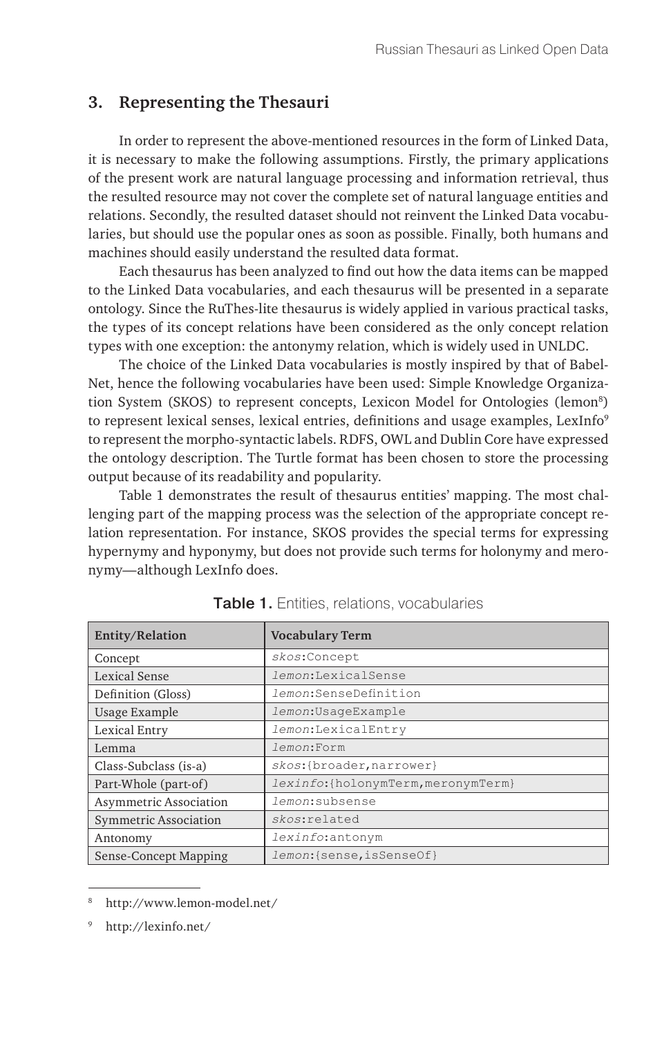## 3. Representing the Thesauri

In order to represent the above-mentioned resources in the form of Linked Data, it is necessary to make the following assumptions. Firstly, the primary applications of the present work are natural language processing and information retrieval, thus the resulted resource may not cover the complete set of natural language entities and relations. Secondly, the resulted dataset should not reinvent the Linked Data vocabularies, but should use the popular ones as soon as possible. Finally, both humans and machines should easily understand the resulted data format.

Each thesaurus has been analyzed to find out how the data items can be mapped to the Linked Data vocabularies, and each thesaurus will be presented in a separate ontology. Since the RuThes-lite thesaurus is widely applied in various practical tasks, the types of its concept relations have been considered as the only concept relation types with one exception: the antonymy relation, which is widely used in UNLDC.

The choice of the Linked Data vocabularies is mostly inspired by that of BabelNet, hence the following vocabularies have been used: Simple Knowledge Organization System (SKOS) to represent concepts, Lexicon Model for Ontologies (lemon[8]) to represent lexical senses, lexical entries, definitions and usage examples, LexInfo[9] to represent the morpho-syntactic labels. RDFS, OWL and Dublin Core have expressed the ontology description. The Turtle format has been chosen to store the processing output because of its readability and popularity.

Table 1 demonstrates the result of thesaurus entities' mapping. The most challenging part of the mapping process was the selection of the appropriate concept relation representation. For instance, SKOS provides the special terms for expressing hypernymy and hyponymy, but does not provide such terms for holonymy and meronymy—although LexInfo does.

**Table 1.** Entities, relations, vocabularies

| Entity/Relation | Vocabulary Term |
|---|---|
| Concept | *skos*:Concept |
| Lexical Sense | *lemon*:LexicalSense |
| Definition (Gloss) | *lemon*:SenseDefinition |
| Usage Example | *lemon*:UsageExample |
| Lexical Entry | *lemon*:LexicalEntry |
| Lemma | *lemon*:Form |
| Class-Subclass (is-a) | *skos*:{broader,narrower} |
| Part-Whole (part-of) | *lexinfo*:{holonymTerm,meronymTerm} |
| Asymmetric Association | *lemon*:subsense |
| Symmetric Association | *skos*:related |
| Antonomy | *lexinfo*:antonym |
| Sense-Concept Mapping | *lemon*:{sense,isSenseOf} |

---

[8] http://www.lemon-model.net/

[9] http://lexinfo.net/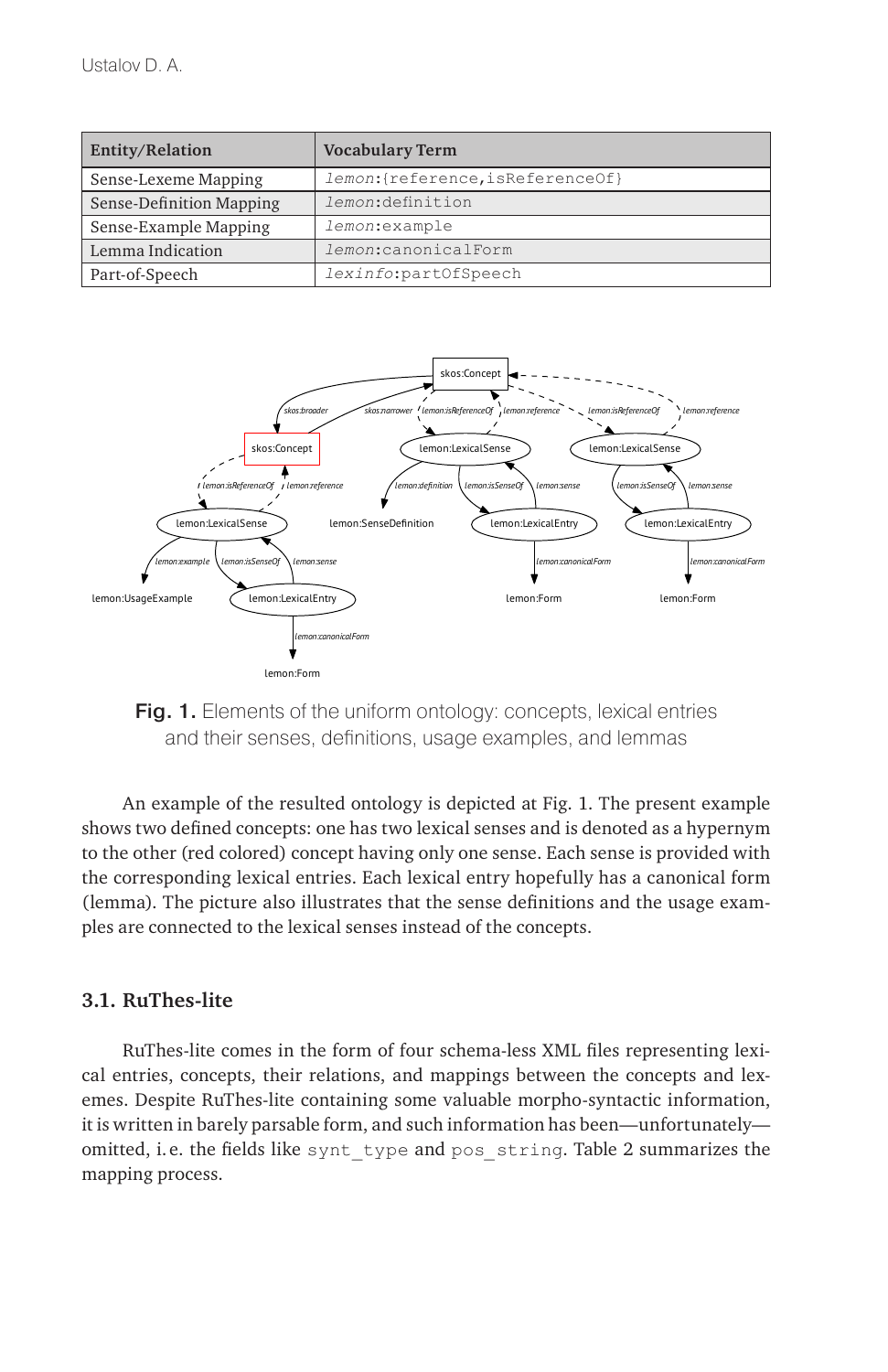| Entity/Relation | Vocabulary Term |
|---|---|
| Sense-Lexeme Mapping | *lemon*:{reference,isReferenceOf} |
| Sense-Definition Mapping | *lemon*:definition |
| Sense-Example Mapping | *lemon*:example |
| Lemma Indication | *lemon*:canonicalForm |
| Part-of-Speech | *lexinfo*:partOfSpeech |

**Fig. 1.** Elements of the uniform ontology: concepts, lexical entries and their senses, definitions, usage examples, and lemmas

An example of the resulted ontology is depicted at Fig. 1. The present example shows two defined concepts: one has two lexical senses and is denoted as a hypernym to the other (red colored) concept having only one sense. Each sense is provided with the corresponding lexical entries. Each lexical entry hopefully has a canonical form (lemma). The picture also illustrates that the sense definitions and the usage examples are connected to the lexical senses instead of the concepts.

### 3.1. RuThes-lite

RuThes-lite comes in the form of four schema-less XML files representing lexical entries, concepts, their relations, and mappings between the concepts and lexemes. Despite RuThes-lite containing some valuable morpho-syntactic information, it is written in barely parsable form, and such information has been—unfortunately—omitted, i. e. the fields like `synt_type` and `pos_string`. Table 2 summarizes the mapping process.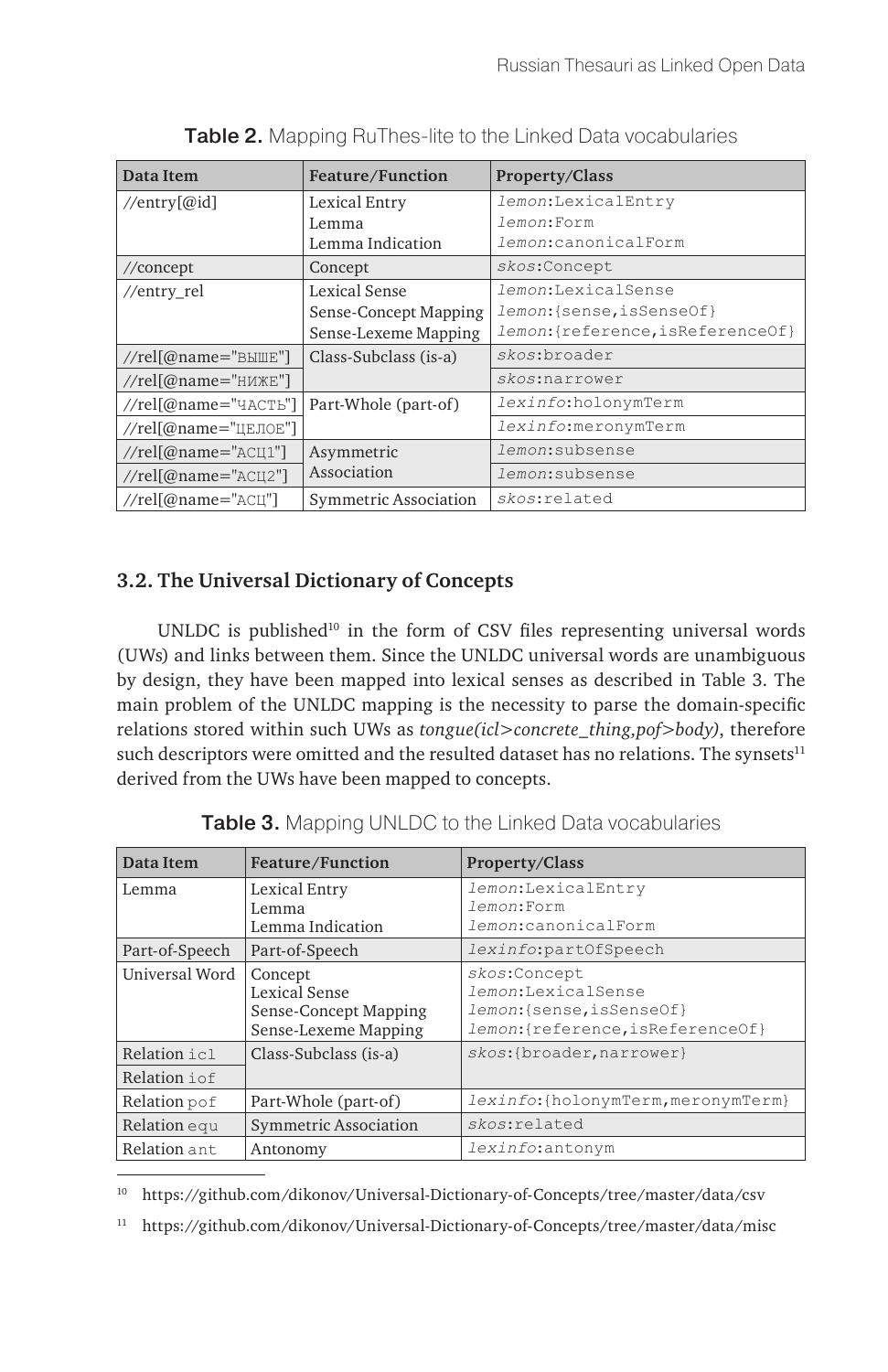**Table 2.** Mapping RuThes-lite to the Linked Data vocabularies

| Data Item | Feature/Function | Property/Class |
|---|---|---|
| //entry[@id] | Lexical Entry<br>Lemma<br>Lemma Indication | *lemon*:LexicalEntry<br>*lemon*:Form<br>*lemon*:canonicalForm |
| //concept | Concept | *skos*:Concept |
| //entry_rel | Lexical Sense<br>Sense-Concept Mapping<br>Sense-Lexeme Mapping | *lemon*:LexicalSense<br>*lemon*:{sense,isSenseOf}<br>*lemon*:{reference,isReferenceOf} |
| //rel[@name="ВЫШЕ"] | Class-Subclass (is-a) | *skos*:broader |
| //rel[@name="НИЖЕ"] | | *skos*:narrower |
| //rel[@name="ЧАСТЬ"] | Part-Whole (part-of) | *lexinfo*:holonymTerm |
| //rel[@name="ЦЕЛОЕ"] | | *lexinfo*:meronymTerm |
| //rel[@name="АСЦ1"] | Asymmetric Association | *lemon*:subsense |
| //rel[@name="АСЦ2"] | | *lemon*:subsense |
| //rel[@name="АСЦ"] | Symmetric Association | *skos*:related |

### 3.2. The Universal Dictionary of Concepts

UNLDC is published[10] in the form of CSV files representing universal words (UWs) and links between them. Since the UNLDC universal words are unambiguous by design, they have been mapped into lexical senses as described in Table 3. The main problem of the UNLDC mapping is the necessity to parse the domain-specific relations stored within such UWs as *tongue(icl>concrete_thing,pof>body)*, therefore such descriptors were omitted and the resulted dataset has no relations. The synsets[11] derived from the UWs have been mapped to concepts.

**Table 3.** Mapping UNLDC to the Linked Data vocabularies

| Data Item | Feature/Function | Property/Class |
|---|---|---|
| Lemma | Lexical Entry<br>Lemma<br>Lemma Indication | *lemon*:LexicalEntry<br>*lemon*:Form<br>*lemon*:canonicalForm |
| Part-of-Speech | Part-of-Speech | *lexinfo*:partOfSpeech |
| Universal Word | Concept<br>Lexical Sense<br>Sense-Concept Mapping<br>Sense-Lexeme Mapping | *skos*:Concept<br>*lemon*:LexicalSense<br>*lemon*:{sense,isSenseOf}<br>*lemon*:{reference,isReferenceOf} |
| Relation icl | Class-Subclass (is-a) | *skos*:{broader,narrower} |
| Relation iof | | |
| Relation pof | Part-Whole (part-of) | *lexinfo*:{holonymTerm,meronymTerm} |
| Relation equ | Symmetric Association | *skos*:related |
| Relation ant | Antonomy | *lexinfo*:antonym |

[10] https://github.com/dikonov/Universal-Dictionary-of-Concepts/tree/master/data/csv

[11] https://github.com/dikonov/Universal-Dictionary-of-Concepts/tree/master/data/misc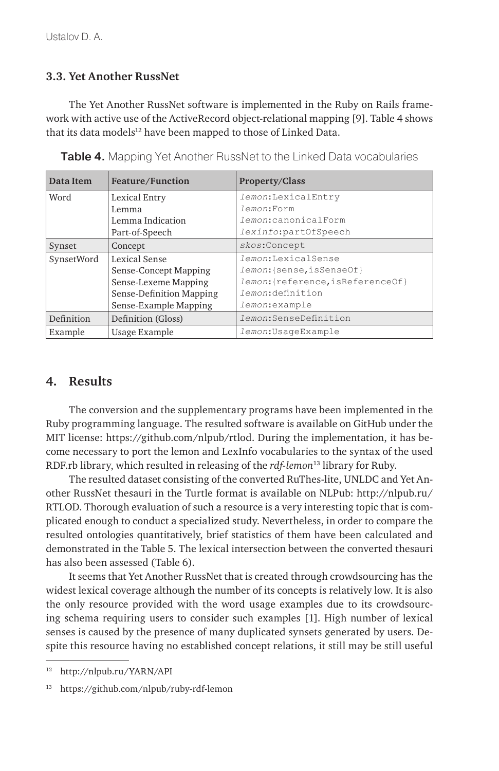### 3.3. Yet Another RussNet

The Yet Another RussNet software is implemented in the Ruby on Rails framework with active use of the ActiveRecord object-relational mapping [9]. Table 4 shows that its data models[12] have been mapped to those of Linked Data.

**Table 4.** Mapping Yet Another RussNet to the Linked Data vocabularies

| Data Item | Feature/Function | Property/Class |
|---|---|---|
| Word | Lexical Entry<br>Lemma<br>Lemma Indication<br>Part-of-Speech | *lemon*:LexicalEntry<br>*lemon*:Form<br>*lemon*:canonicalForm<br>*lexinfo*:partOfSpeech |
| Synset | Concept | *skos*:Concept |
| SynsetWord | Lexical Sense<br>Sense-Concept Mapping<br>Sense-Lexeme Mapping<br>Sense-Definition Mapping<br>Sense-Example Mapping | *lemon*:LexicalSense<br>*lemon*:{sense,isSenseOf}<br>*lemon*:{reference,isReferenceOf}<br>*lemon*:definition<br>*lemon*:example |
| Definition | Definition (Gloss) | *lemon*:SenseDefinition |
| Example | Usage Example | *lemon*:UsageExample |

## 4. Results

The conversion and the supplementary programs have been implemented in the Ruby programming language. The resulted software is available on GitHub under the MIT license: https://github.com/nlpub/rtlod. During the implementation, it has become necessary to port the lemon and LexInfo vocabularies to the syntax of the used RDF.rb library, which resulted in releasing of the *rdf-lemon*[13] library for Ruby.

The resulted dataset consisting of the converted RuThes-lite, UNLDC and Yet Another RussNet thesauri in the Turtle format is available on NLPub: http://nlpub.ru/RTLOD. Thorough evaluation of such a resource is a very interesting topic that is complicated enough to conduct a specialized study. Nevertheless, in order to compare the resulted ontologies quantitatively, brief statistics of them have been calculated and demonstrated in the Table 5. The lexical intersection between the converted thesauri has also been assessed (Table 6).

It seems that Yet Another RussNet that is created through crowdsourcing has the widest lexical coverage although the number of its concepts is relatively low. It is also the only resource provided with the word usage examples due to its crowdsourcing schema requiring users to consider such examples [1]. High number of lexical senses is caused by the presence of many duplicated synsets generated by users. Despite this resource having no established concept relations, it still may be still useful

[12] http://nlpub.ru/YARN/API

[13] https://github.com/nlpub/ruby-rdf-lemon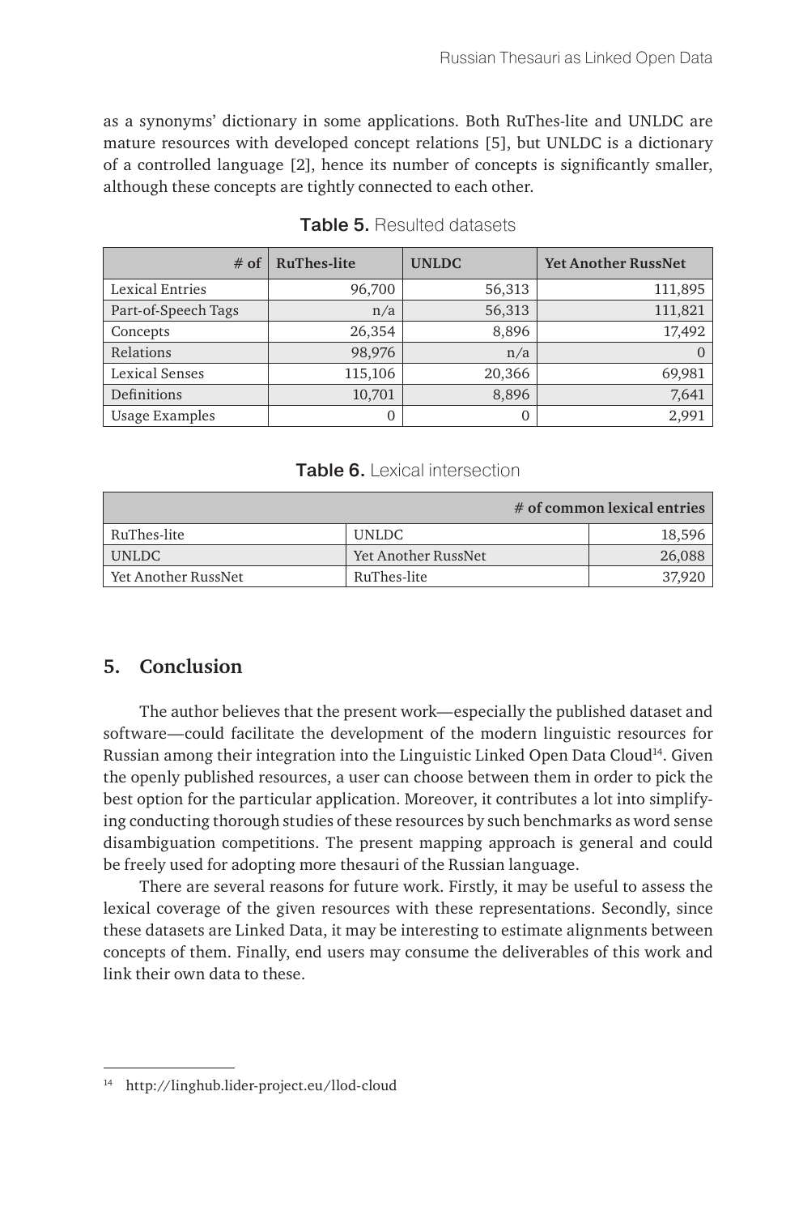as a synonyms' dictionary in some applications. Both RuThes-lite and UNLDC are mature resources with developed concept relations [5], but UNLDC is a dictionary of a controlled language [2], hence its number of concepts is significantly smaller, although these concepts are tightly connected to each other.

**Table 5.** Resulted datasets

| # of | RuThes-lite | UNLDC | Yet Another RussNet |
|---|---|---|---|
| Lexical Entries | 96,700 | 56,313 | 111,895 |
| Part-of-Speech Tags | n/a | 56,313 | 111,821 |
| Concepts | 26,354 | 8,896 | 17,492 |
| Relations | 98,976 | n/a | 0 |
| Lexical Senses | 115,106 | 20,366 | 69,981 |
| Definitions | 10,701 | 8,896 | 7,641 |
| Usage Examples | 0 | 0 | 2,991 |

**Table 6.** Lexical intersection

| | | # of common lexical entries |
|---|---|---|
| RuThes-lite | UNLDC | 18,596 |
| UNLDC | Yet Another RussNet | 26,088 |
| Yet Another RussNet | RuThes-lite | 37,920 |

## 5. Conclusion

The author believes that the present work—especially the published dataset and software—could facilitate the development of the modern linguistic resources for Russian among their integration into the Linguistic Linked Open Data Cloud[14]. Given the openly published resources, a user can choose between them in order to pick the best option for the particular application. Moreover, it contributes a lot into simplifying conducting thorough studies of these resources by such benchmarks as word sense disambiguation competitions. The present mapping approach is general and could be freely used for adopting more thesauri of the Russian language.

There are several reasons for future work. Firstly, it may be useful to assess the lexical coverage of the given resources with these representations. Secondly, since these datasets are Linked Data, it may be interesting to estimate alignments between concepts of them. Finally, end users may consume the deliverables of this work and link their own data to these.

---

[14] http://linghub.lider-project.eu/llod-cloud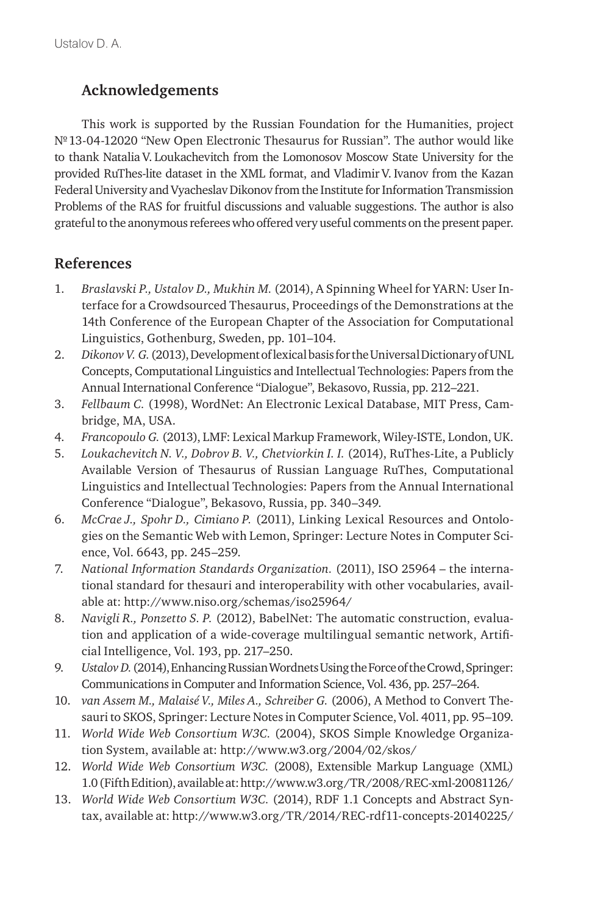## Acknowledgements

This work is supported by the Russian Foundation for the Humanities, project № 13-04-12020 "New Open Electronic Thesaurus for Russian". The author would like to thank Natalia V. Loukachevitch from the Lomonosov Moscow State University for the provided RuThes-lite dataset in the XML format, and Vladimir V. Ivanov from the Kazan Federal University and Vyacheslav Dikonov from the Institute for Information Transmission Problems of the RAS for fruitful discussions and valuable suggestions. The author is also grateful to the anonymous referees who offered very useful comments on the present paper.

## References

1. *Braslavski P., Ustalov D., Mukhin M.* (2014), A Spinning Wheel for YARN: User Interface for a Crowdsourced Thesaurus, Proceedings of the Demonstrations at the 14th Conference of the European Chapter of the Association for Computational Linguistics, Gothenburg, Sweden, pp. 101–104.
2. *Dikonov V. G.* (2013), Development of lexical basis for the Universal Dictionary of UNL Concepts, Computational Linguistics and Intellectual Technologies: Papers from the Annual International Conference "Dialogue", Bekasovo, Russia, pp. 212–221.
3. *Fellbaum C.* (1998), WordNet: An Electronic Lexical Database, MIT Press, Cambridge, MA, USA.
4. *Francopoulo G.* (2013), LMF: Lexical Markup Framework, Wiley-ISTE, London, UK.
5. *Loukachevitch N. V., Dobrov B. V., Chetviorkin I. I.* (2014), RuThes-Lite, a Publicly Available Version of Thesaurus of Russian Language RuThes, Computational Linguistics and Intellectual Technologies: Papers from the Annual International Conference "Dialogue", Bekasovo, Russia, pp. 340–349.
6. *McCrae J., Spohr D., Cimiano P.* (2011), Linking Lexical Resources and Ontologies on the Semantic Web with Lemon, Springer: Lecture Notes in Computer Science, Vol. 6643, pp. 245–259.
7. *National Information Standards Organization.* (2011), ISO 25964 – the international standard for thesauri and interoperability with other vocabularies, available at: http://www.niso.org/schemas/iso25964/
8. *Navigli R., Ponzetto S. P.* (2012), BabelNet: The automatic construction, evaluation and application of a wide-coverage multilingual semantic network, Artificial Intelligence, Vol. 193, pp. 217–250.
9. *Ustalov D.* (2014), Enhancing Russian Wordnets Using the Force of the Crowd, Springer: Communications in Computer and Information Science, Vol. 436, pp. 257–264.
10. *van Assem M., Malaisé V., Miles A., Schreiber G.* (2006), A Method to Convert Thesauri to SKOS, Springer: Lecture Notes in Computer Science, Vol. 4011, pp. 95–109.
11. *World Wide Web Consortium W3C.* (2004), SKOS Simple Knowledge Organization System, available at: http://www.w3.org/2004/02/skos/
12. *World Wide Web Consortium W3C.* (2008), Extensible Markup Language (XML) 1.0 (Fifth Edition), available at: http://www.w3.org/TR/2008/REC-xml-20081126/
13. *World Wide Web Consortium W3C.* (2014), RDF 1.1 Concepts and Abstract Syntax, available at: http://www.w3.org/TR/2014/REC-rdf11-concepts-20140225/